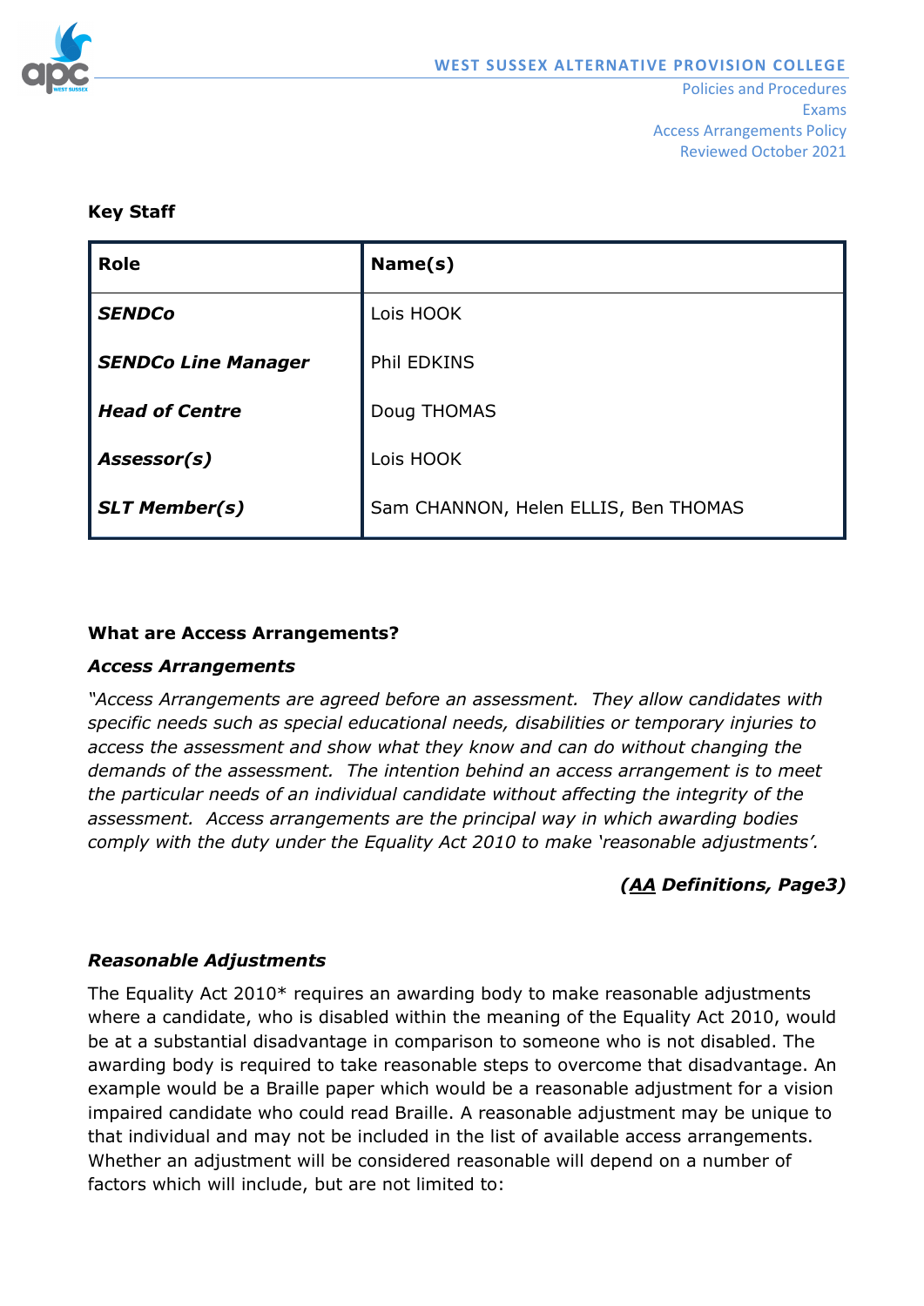WEST SUSSEX ALTERNATIVE PROVISION COLLEGE

Policies and Procedures
Exams
Access Arrangements Policy
Reviewed October 2021

**Key Staff**

| Role | Name(s) |
|---|---|
| ***SENDCo*** | Lois HOOK |
| ***SENDCo Line Manager*** | Phil EDKINS |
| ***Head of Centre*** | Doug THOMAS |
| ***Assessor(s)*** | Lois HOOK |
| ***SLT Member(s)*** | Sam CHANNON, Helen ELLIS, Ben THOMAS |

**What are Access Arrangements?**

***Access Arrangements***

*"Access Arrangements are agreed before an assessment. They allow candidates with specific needs such as special educational needs, disabilities or temporary injuries to access the assessment and show what they know and can do without changing the demands of the assessment. The intention behind an access arrangement is to meet the particular needs of an individual candidate without affecting the integrity of the assessment. Access arrangements are the principal way in which awarding bodies comply with the duty under the Equality Act 2010 to make 'reasonable adjustments'.*

***(AA Definitions, Page3)***

***Reasonable Adjustments***

The Equality Act 2010* requires an awarding body to make reasonable adjustments where a candidate, who is disabled within the meaning of the Equality Act 2010, would be at a substantial disadvantage in comparison to someone who is not disabled. The awarding body is required to take reasonable steps to overcome that disadvantage. An example would be a Braille paper which would be a reasonable adjustment for a vision impaired candidate who could read Braille. A reasonable adjustment may be unique to that individual and may not be included in the list of available access arrangements. Whether an adjustment will be considered reasonable will depend on a number of factors which will include, but are not limited to: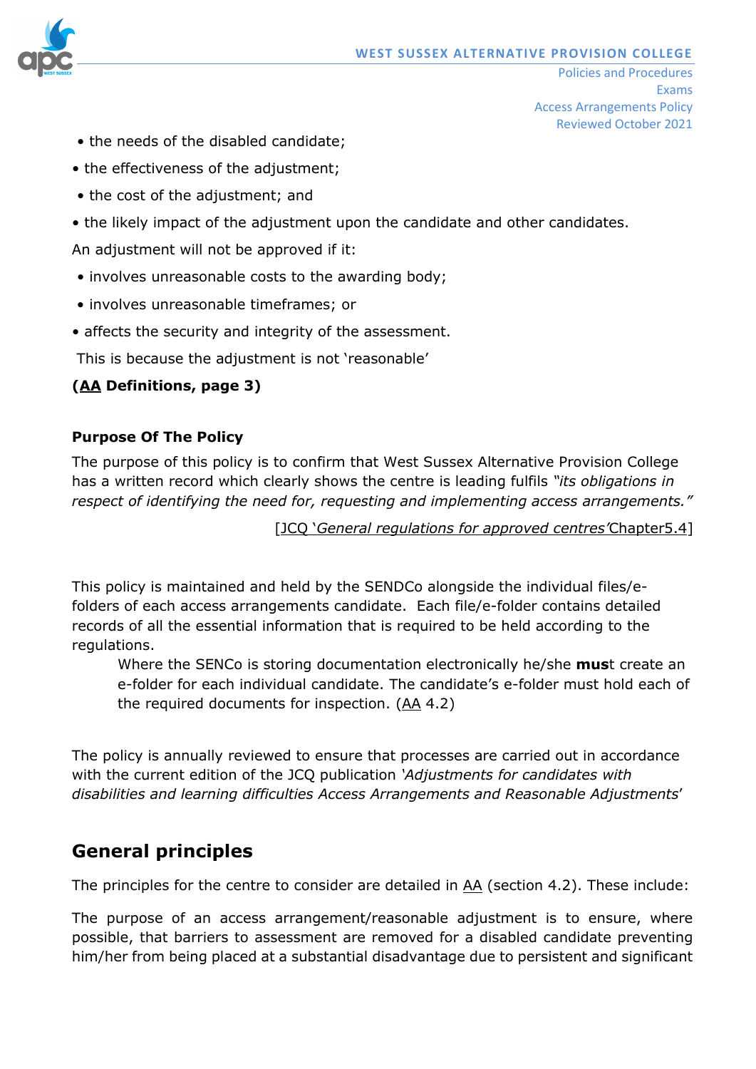- the needs of the disabled candidate;
- the effectiveness of the adjustment;
- the cost of the adjustment; and
- the likely impact of the adjustment upon the candidate and other candidates.

An adjustment will not be approved if it:

- involves unreasonable costs to the awarding body;
- involves unreasonable timeframes; or
- affects the security and integrity of the assessment.

This is because the adjustment is not 'reasonable'

**(AA Definitions, page 3)**

**Purpose Of The Policy**

The purpose of this policy is to confirm that West Sussex Alternative Provision College has a written record which clearly shows the centre is leading fulfils *"its obligations in respect of identifying the need for, requesting and implementing access arrangements."*

[JCQ '*General regulations for approved centres'*Chapter5.4]

This policy is maintained and held by the SENDCo alongside the individual files/e-folders of each access arrangements candidate. Each file/e-folder contains detailed records of all the essential information that is required to be held according to the regulations.

> Where the SENCo is storing documentation electronically he/she **mus**t create an e-folder for each individual candidate. The candidate's e-folder must hold each of the required documents for inspection. (AA 4.2)

The policy is annually reviewed to ensure that processes are carried out in accordance with the current edition of the JCQ publication *'Adjustments for candidates with disabilities and learning difficulties Access Arrangements and Reasonable Adjustments*'

## General principles

The principles for the centre to consider are detailed in AA (section 4.2). These include:

The purpose of an access arrangement/reasonable adjustment is to ensure, where possible, that barriers to assessment are removed for a disabled candidate preventing him/her from being placed at a substantial disadvantage due to persistent and significant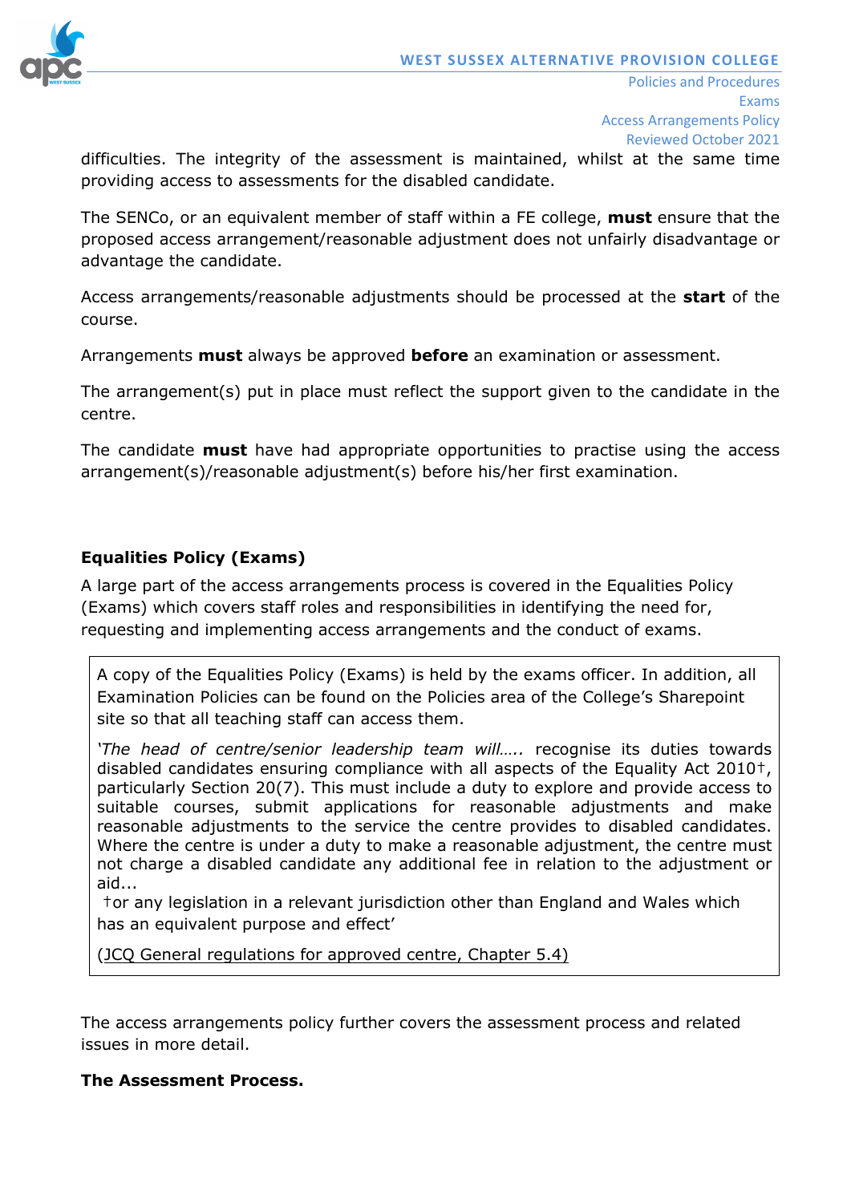difficulties. The integrity of the assessment is maintained, whilst at the same time providing access to assessments for the disabled candidate.

The SENCo, or an equivalent member of staff within a FE college, **must** ensure that the proposed access arrangement/reasonable adjustment does not unfairly disadvantage or advantage the candidate.

Access arrangements/reasonable adjustments should be processed at the **start** of the course.

Arrangements **must** always be approved **before** an examination or assessment.

The arrangement(s) put in place must reflect the support given to the candidate in the centre.

The candidate **must** have had appropriate opportunities to practise using the access arrangement(s)/reasonable adjustment(s) before his/her first examination.

**Equalities Policy (Exams)**

A large part of the access arrangements process is covered in the Equalities Policy (Exams) which covers staff roles and responsibilities in identifying the need for, requesting and implementing access arrangements and the conduct of exams.

> A copy of the Equalities Policy (Exams) is held by the exams officer. In addition, all Examination Policies can be found on the Policies area of the College's Sharepoint site so that all teaching staff can access them.
>
> *'The head of centre/senior leadership team will…..* recognise its duties towards disabled candidates ensuring compliance with all aspects of the Equality Act 2010†, particularly Section 20(7). This must include a duty to explore and provide access to suitable courses, submit applications for reasonable adjustments and make reasonable adjustments to the service the centre provides to disabled candidates. Where the centre is under a duty to make a reasonable adjustment, the centre must not charge a disabled candidate any additional fee in relation to the adjustment or aid...
>
> †or any legislation in a relevant jurisdiction other than England and Wales which has an equivalent purpose and effect'
>
> (JCQ General regulations for approved centre, Chapter 5.4)

The access arrangements policy further covers the assessment process and related issues in more detail.

**The Assessment Process.**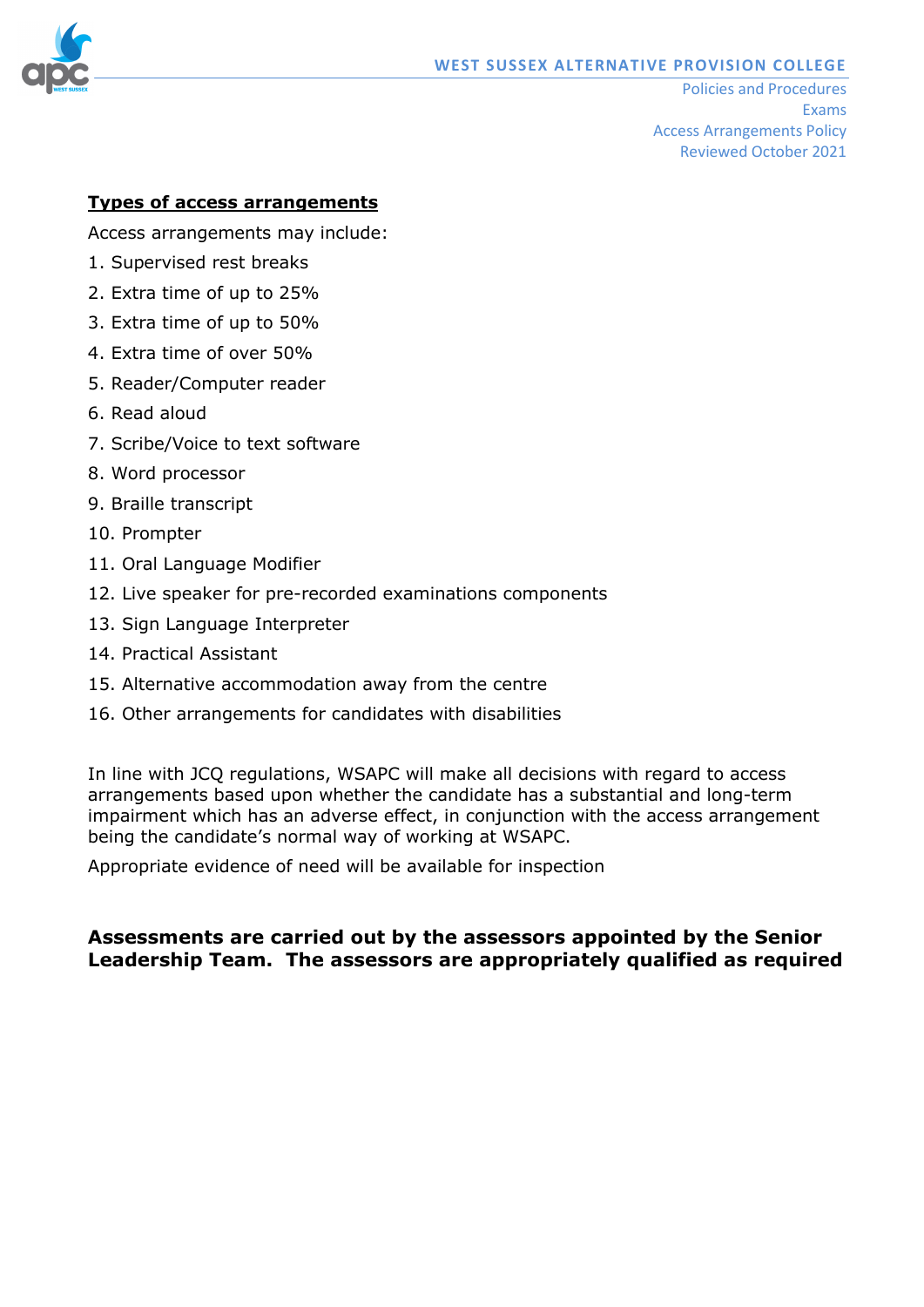## Types of access arrangements

Access arrangements may include:

1. Supervised rest breaks
2. Extra time of up to 25%
3. Extra time of up to 50%
4. Extra time of over 50%
5. Reader/Computer reader
6. Read aloud
7. Scribe/Voice to text software
8. Word processor
9. Braille transcript
10. Prompter
11. Oral Language Modifier
12. Live speaker for pre-recorded examinations components
13. Sign Language Interpreter
14. Practical Assistant
15. Alternative accommodation away from the centre
16. Other arrangements for candidates with disabilities

In line with JCQ regulations, WSAPC will make all decisions with regard to access arrangements based upon whether the candidate has a substantial and long-term impairment which has an adverse effect, in conjunction with the access arrangement being the candidate's normal way of working at WSAPC.

Appropriate evidence of need will be available for inspection

**Assessments are carried out by the assessors appointed by the Senior Leadership Team. The assessors are appropriately qualified as required**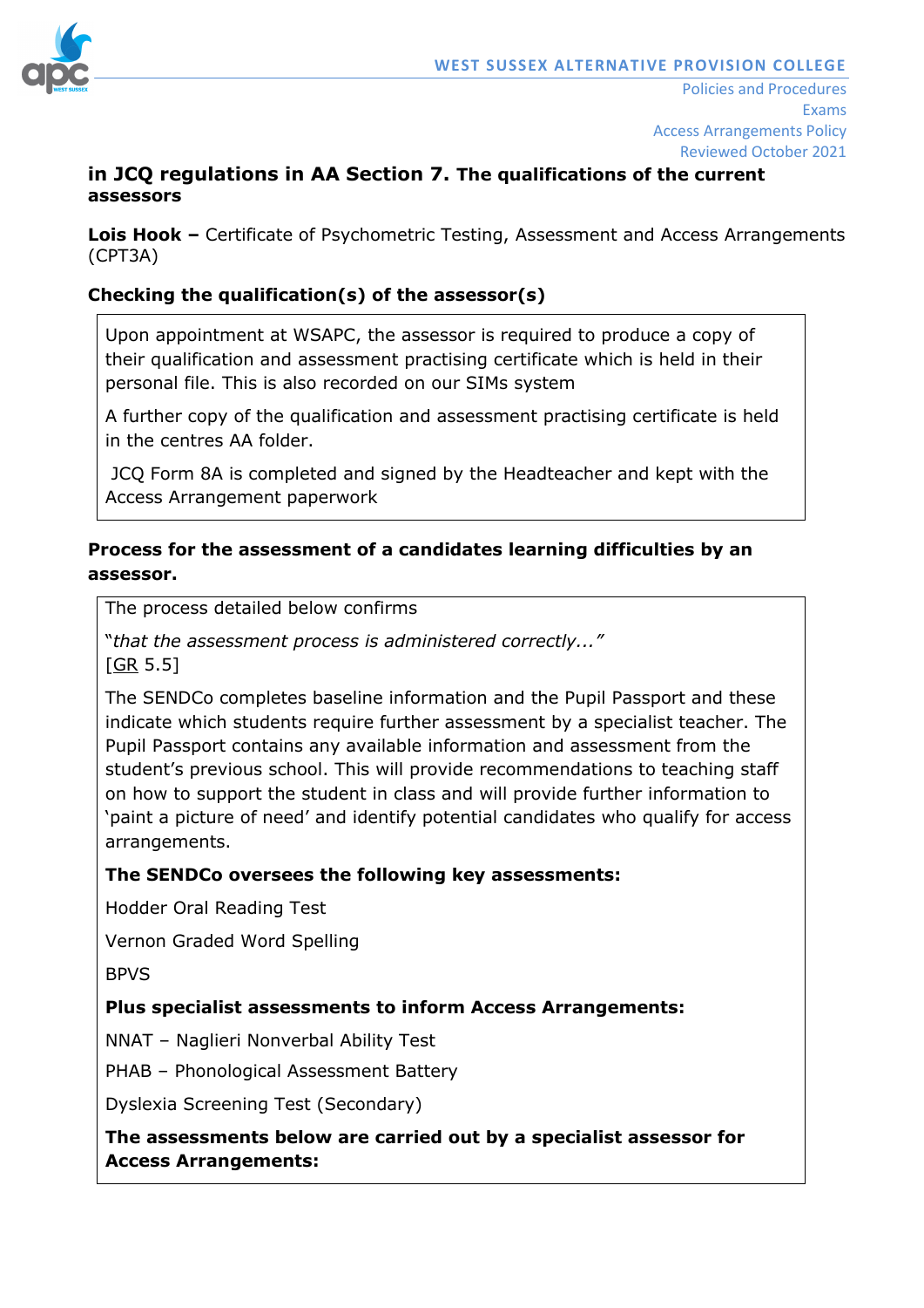**in JCQ regulations in AA Section 7. The qualifications of the current assessors**

**Lois Hook –** Certificate of Psychometric Testing, Assessment and Access Arrangements (CPT3A)

**Checking the qualification(s) of the assessor(s)**

Upon appointment at WSAPC, the assessor is required to produce a copy of their qualification and assessment practising certificate which is held in their personal file. This is also recorded on our SIMs system

A further copy of the qualification and assessment practising certificate is held in the centres AA folder.

JCQ Form 8A is completed and signed by the Headteacher and kept with the Access Arrangement paperwork

**Process for the assessment of a candidates learning difficulties by an assessor.**

The process detailed below confirms

"*that the assessment process is administered correctly...*" [GR 5.5]

The SENDCo completes baseline information and the Pupil Passport and these indicate which students require further assessment by a specialist teacher. The Pupil Passport contains any available information and assessment from the student's previous school. This will provide recommendations to teaching staff on how to support the student in class and will provide further information to 'paint a picture of need' and identify potential candidates who qualify for access arrangements.

**The SENDCo oversees the following key assessments:**

Hodder Oral Reading Test

Vernon Graded Word Spelling

BPVS

**Plus specialist assessments to inform Access Arrangements:**

NNAT – Naglieri Nonverbal Ability Test

PHAB – Phonological Assessment Battery

Dyslexia Screening Test (Secondary)

**The assessments below are carried out by a specialist assessor for Access Arrangements:**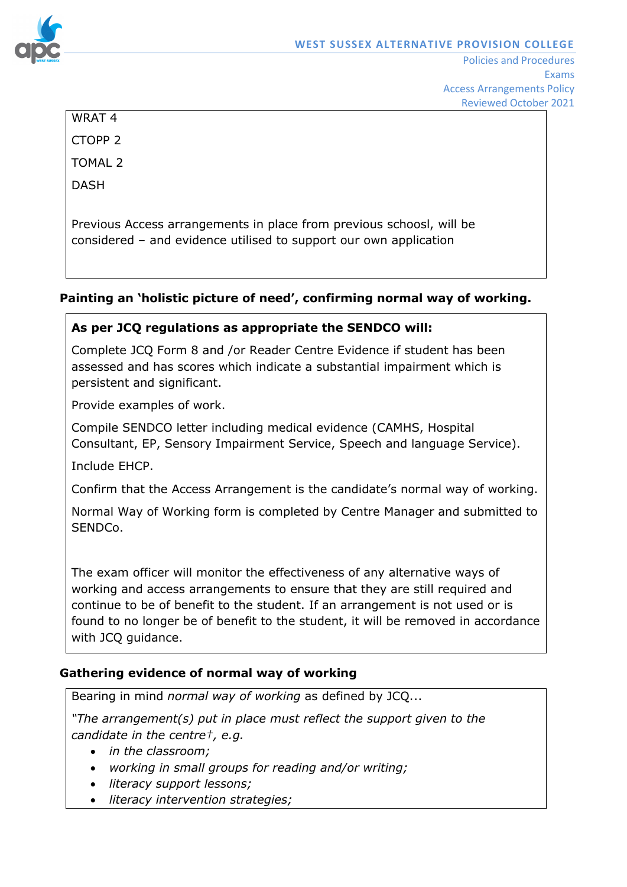WRAT 4

CTOPP 2

TOMAL 2

DASH

Previous Access arrangements in place from previous schoosl, will be considered – and evidence utilised to support our own application

**Painting an 'holistic picture of need', confirming normal way of working.**

**As per JCQ regulations as appropriate the SENDCO will:**

Complete JCQ Form 8 and /or Reader Centre Evidence if student has been assessed and has scores which indicate a substantial impairment which is persistent and significant.

Provide examples of work.

Compile SENDCO letter including medical evidence (CAMHS, Hospital Consultant, EP, Sensory Impairment Service, Speech and language Service).

Include EHCP.

Confirm that the Access Arrangement is the candidate's normal way of working.

Normal Way of Working form is completed by Centre Manager and submitted to SENDCo.

The exam officer will monitor the effectiveness of any alternative ways of working and access arrangements to ensure that they are still required and continue to be of benefit to the student. If an arrangement is not used or is found to no longer be of benefit to the student, it will be removed in accordance with JCQ guidance.

**Gathering evidence of normal way of working**

Bearing in mind *normal way of working* as defined by JCQ...

*"The arrangement(s) put in place must reflect the support given to the candidate in the centre†, e.g.*

- *in the classroom;*
- *working in small groups for reading and/or writing;*
- *literacy support lessons;*
- *literacy intervention strategies;*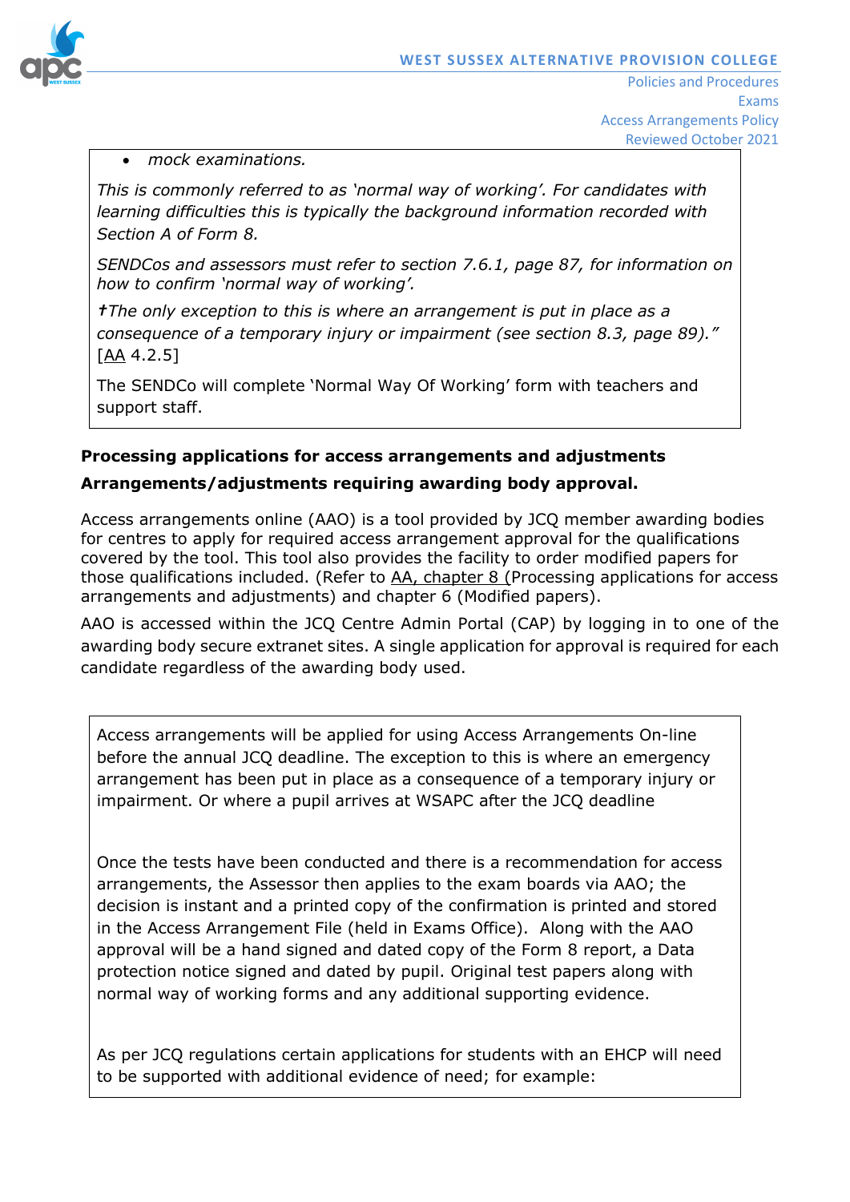- *mock examinations.*

*This is commonly referred to as 'normal way of working'. For candidates with learning difficulties this is typically the background information recorded with Section A of Form 8.*

*SENDCos and assessors must refer to section 7.6.1, page 87, for information on how to confirm 'normal way of working'.*

*†The only exception to this is where an arrangement is put in place as a consequence of a temporary injury or impairment (see section 8.3, page 89)."* [AA 4.2.5]

The SENDCo will complete 'Normal Way Of Working' form with teachers and support staff.

**Processing applications for access arrangements and adjustments**

**Arrangements/adjustments requiring awarding body approval.**

Access arrangements online (AAO) is a tool provided by JCQ member awarding bodies for centres to apply for required access arrangement approval for the qualifications covered by the tool. This tool also provides the facility to order modified papers for those qualifications included. (Refer to AA, chapter 8 (Processing applications for access arrangements and adjustments) and chapter 6 (Modified papers).

AAO is accessed within the JCQ Centre Admin Portal (CAP) by logging in to one of the awarding body secure extranet sites. A single application for approval is required for each candidate regardless of the awarding body used.

Access arrangements will be applied for using Access Arrangements On-line before the annual JCQ deadline. The exception to this is where an emergency arrangement has been put in place as a consequence of a temporary injury or impairment. Or where a pupil arrives at WSAPC after the JCQ deadline

Once the tests have been conducted and there is a recommendation for access arrangements, the Assessor then applies to the exam boards via AAO; the decision is instant and a printed copy of the confirmation is printed and stored in the Access Arrangement File (held in Exams Office). Along with the AAO approval will be a hand signed and dated copy of the Form 8 report, a Data protection notice signed and dated by pupil. Original test papers along with normal way of working forms and any additional supporting evidence.

As per JCQ regulations certain applications for students with an EHCP will need to be supported with additional evidence of need; for example: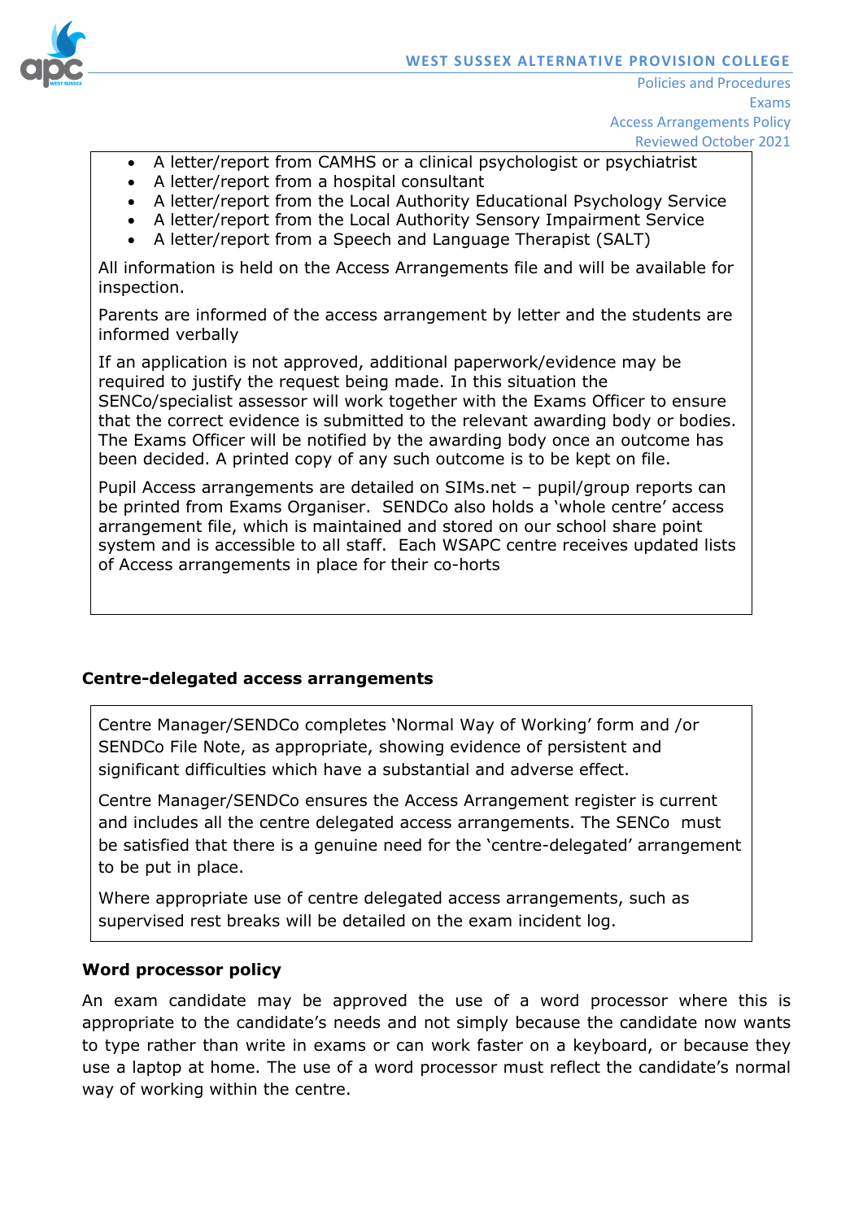- A letter/report from CAMHS or a clinical psychologist or psychiatrist
- A letter/report from a hospital consultant
- A letter/report from the Local Authority Educational Psychology Service
- A letter/report from the Local Authority Sensory Impairment Service
- A letter/report from a Speech and Language Therapist (SALT)

All information is held on the Access Arrangements file and will be available for inspection.

Parents are informed of the access arrangement by letter and the students are informed verbally

If an application is not approved, additional paperwork/evidence may be required to justify the request being made. In this situation the SENCo/specialist assessor will work together with the Exams Officer to ensure that the correct evidence is submitted to the relevant awarding body or bodies. The Exams Officer will be notified by the awarding body once an outcome has been decided. A printed copy of any such outcome is to be kept on file.

Pupil Access arrangements are detailed on SIMs.net – pupil/group reports can be printed from Exams Organiser. SENDCo also holds a 'whole centre' access arrangement file, which is maintained and stored on our school share point system and is accessible to all staff. Each WSAPC centre receives updated lists of Access arrangements in place for their co-horts

**Centre-delegated access arrangements**

Centre Manager/SENDCo completes 'Normal Way of Working' form and /or SENDCo File Note, as appropriate, showing evidence of persistent and significant difficulties which have a substantial and adverse effect.

Centre Manager/SENDCo ensures the Access Arrangement register is current and includes all the centre delegated access arrangements. The SENCo must be satisfied that there is a genuine need for the 'centre-delegated' arrangement to be put in place.

Where appropriate use of centre delegated access arrangements, such as supervised rest breaks will be detailed on the exam incident log.

**Word processor policy**

An exam candidate may be approved the use of a word processor where this is appropriate to the candidate's needs and not simply because the candidate now wants to type rather than write in exams or can work faster on a keyboard, or because they use a laptop at home. The use of a word processor must reflect the candidate's normal way of working within the centre.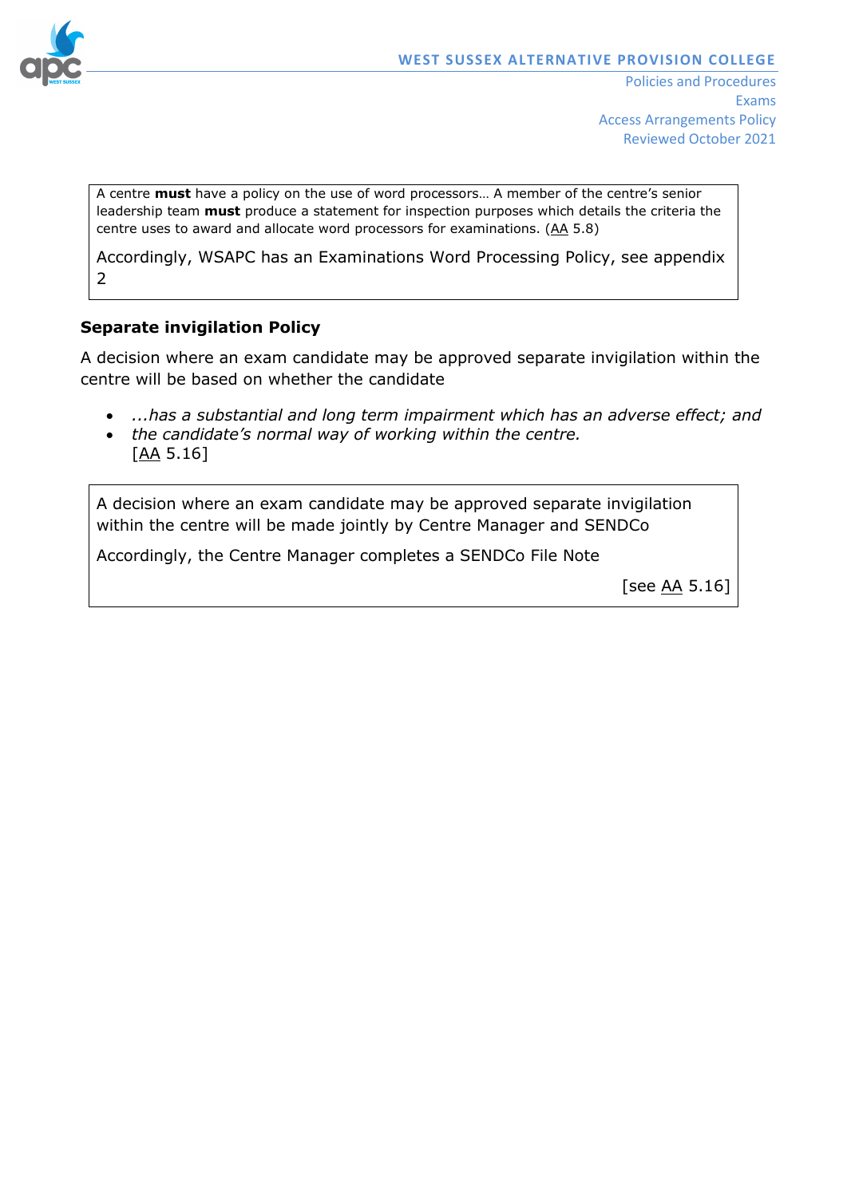A centre **must** have a policy on the use of word processors… A member of the centre's senior leadership team **must** produce a statement for inspection purposes which details the criteria the centre uses to award and allocate word processors for examinations. (AA 5.8)

Accordingly, WSAPC has an Examinations Word Processing Policy, see appendix 2

### Separate invigilation Policy

A decision where an exam candidate may be approved separate invigilation within the centre will be based on whether the candidate

- *...has a substantial and long term impairment which has an adverse effect; and*
- *the candidate's normal way of working within the centre.*
  [AA 5.16]

A decision where an exam candidate may be approved separate invigilation within the centre will be made jointly by Centre Manager and SENDCo

Accordingly, the Centre Manager completes a SENDCo File Note

[see AA 5.16]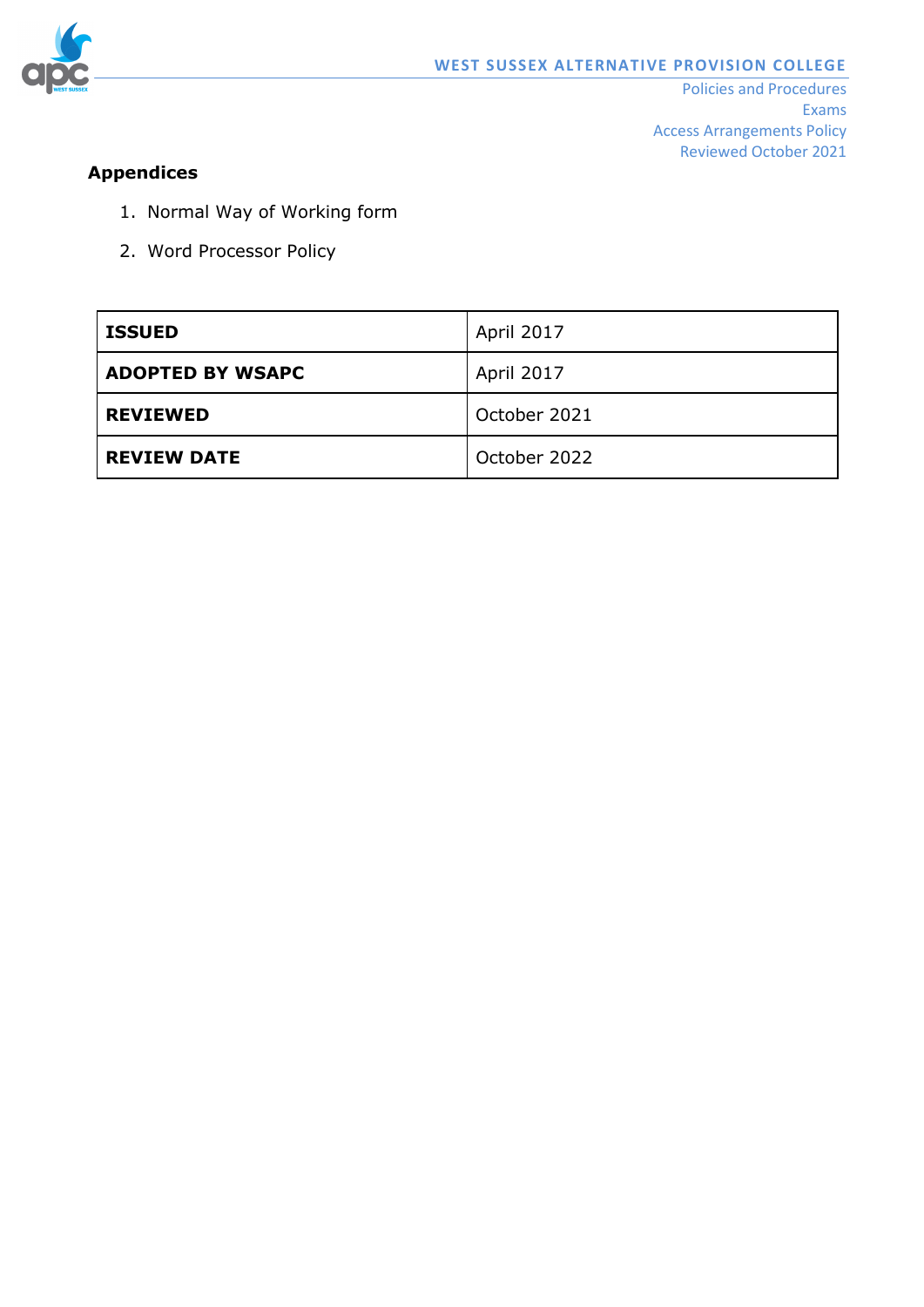**Appendices**

1. Normal Way of Working form
2. Word Processor Policy

| **ISSUED** | April 2017 |
|---|---|
| **ADOPTED BY WSAPC** | April 2017 |
| **REVIEWED** | October 2021 |
| **REVIEW DATE** | October 2022 |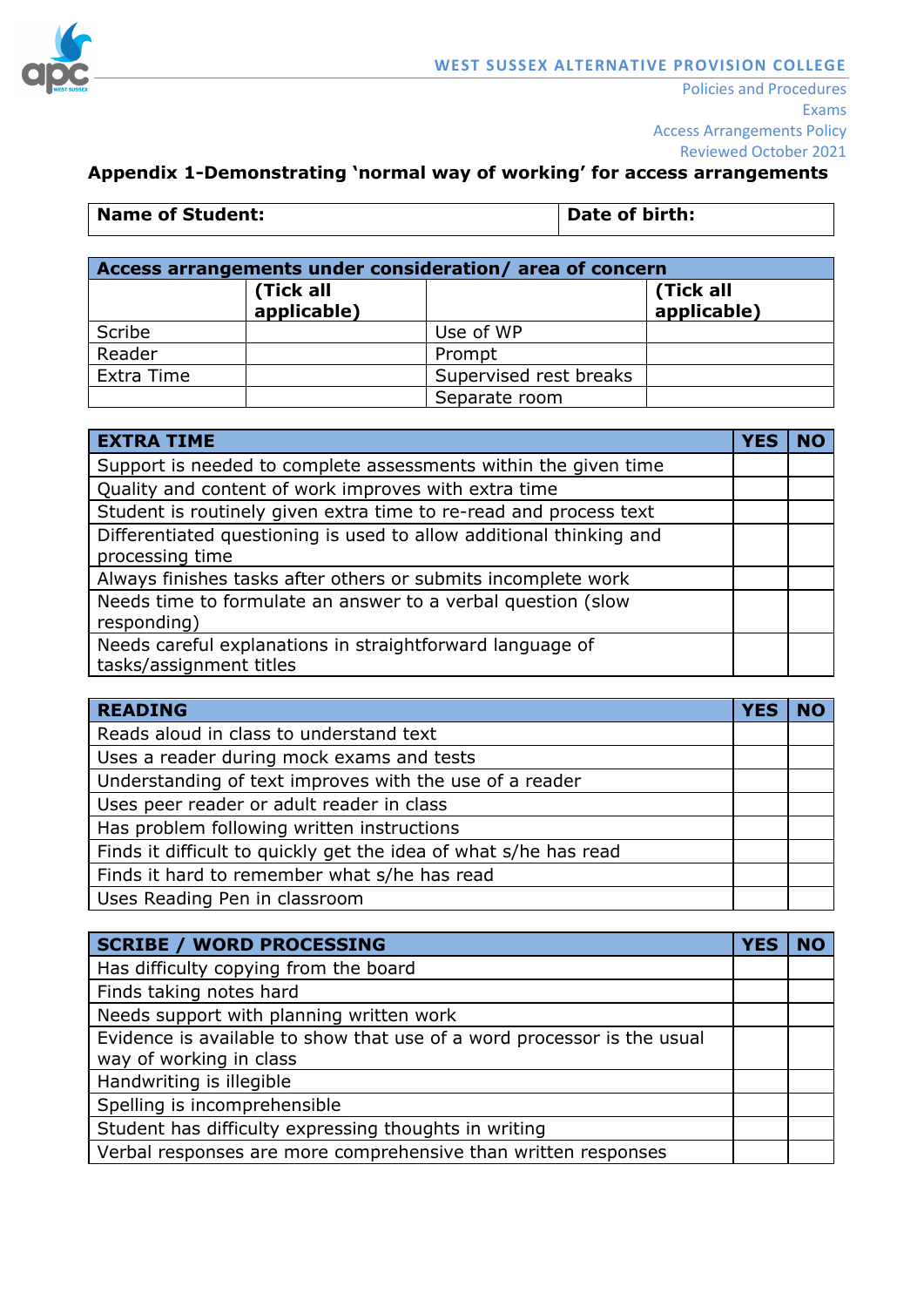## Appendix 1-Demonstrating 'normal way of working' for access arrangements

| Name of Student: | Date of birth: |
|---|---|

| Access arrangements under consideration/ area of concern | | | |
|---|---|---|---|
| | (Tick all applicable) | | (Tick all applicable) |
| Scribe | | Use of WP | |
| Reader | | Prompt | |
| Extra Time | | Supervised rest breaks | |
| | | Separate room | |

| EXTRA TIME | YES | NO |
|---|---|---|
| Support is needed to complete assessments within the given time | | |
| Quality and content of work improves with extra time | | |
| Student is routinely given extra time to re-read and process text | | |
| Differentiated questioning is used to allow additional thinking and processing time | | |
| Always finishes tasks after others or submits incomplete work | | |
| Needs time to formulate an answer to a verbal question (slow responding) | | |
| Needs careful explanations in straightforward language of tasks/assignment titles | | |

| READING | YES | NO |
|---|---|---|
| Reads aloud in class to understand text | | |
| Uses a reader during mock exams and tests | | |
| Understanding of text improves with the use of a reader | | |
| Uses peer reader or adult reader in class | | |
| Has problem following written instructions | | |
| Finds it difficult to quickly get the idea of what s/he has read | | |
| Finds it hard to remember what s/he has read | | |
| Uses Reading Pen in classroom | | |

| SCRIBE / WORD PROCESSING | YES | NO |
|---|---|---|
| Has difficulty copying from the board | | |
| Finds taking notes hard | | |
| Needs support with planning written work | | |
| Evidence is available to show that use of a word processor is the usual way of working in class | | |
| Handwriting is illegible | | |
| Spelling is incomprehensible | | |
| Student has difficulty expressing thoughts in writing | | |
| Verbal responses are more comprehensive than written responses | | |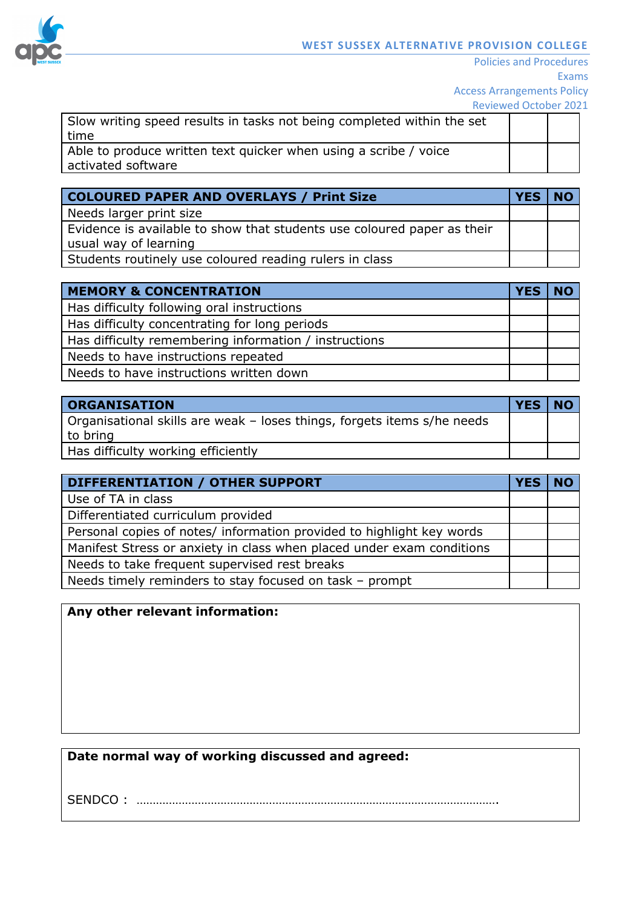| | | |
|---|---|---|
| Slow writing speed results in tasks not being completed within the set time | | |
| Able to produce written text quicker when using a scribe / voice activated software | | |

| **COLOURED PAPER AND OVERLAYS / Print Size** | **YES** | **NO** |
|---|---|---|
| Needs larger print size | | |
| Evidence is available to show that students use coloured paper as their usual way of learning | | |
| Students routinely use coloured reading rulers in class | | |

| **MEMORY & CONCENTRATION** | **YES** | **NO** |
|---|---|---|
| Has difficulty following oral instructions | | |
| Has difficulty concentrating for long periods | | |
| Has difficulty remembering information / instructions | | |
| Needs to have instructions repeated | | |
| Needs to have instructions written down | | |

| **ORGANISATION** | **YES** | **NO** |
|---|---|---|
| Organisational skills are weak – loses things, forgets items s/he needs to bring | | |
| Has difficulty working efficiently | | |

| **DIFFERENTIATION / OTHER SUPPORT** | **YES** | **NO** |
|---|---|---|
| Use of TA in class | | |
| Differentiated curriculum provided | | |
| Personal copies of notes/ information provided to highlight key words | | |
| Manifest Stress or anxiety in class when placed under exam conditions | | |
| Needs to take frequent supervised rest breaks | | |
| Needs timely reminders to stay focused on task – prompt | | |

**Any other relevant information:**

**Date normal way of working discussed and agreed:**

SENDCO : ……………………………………………………………………………………………….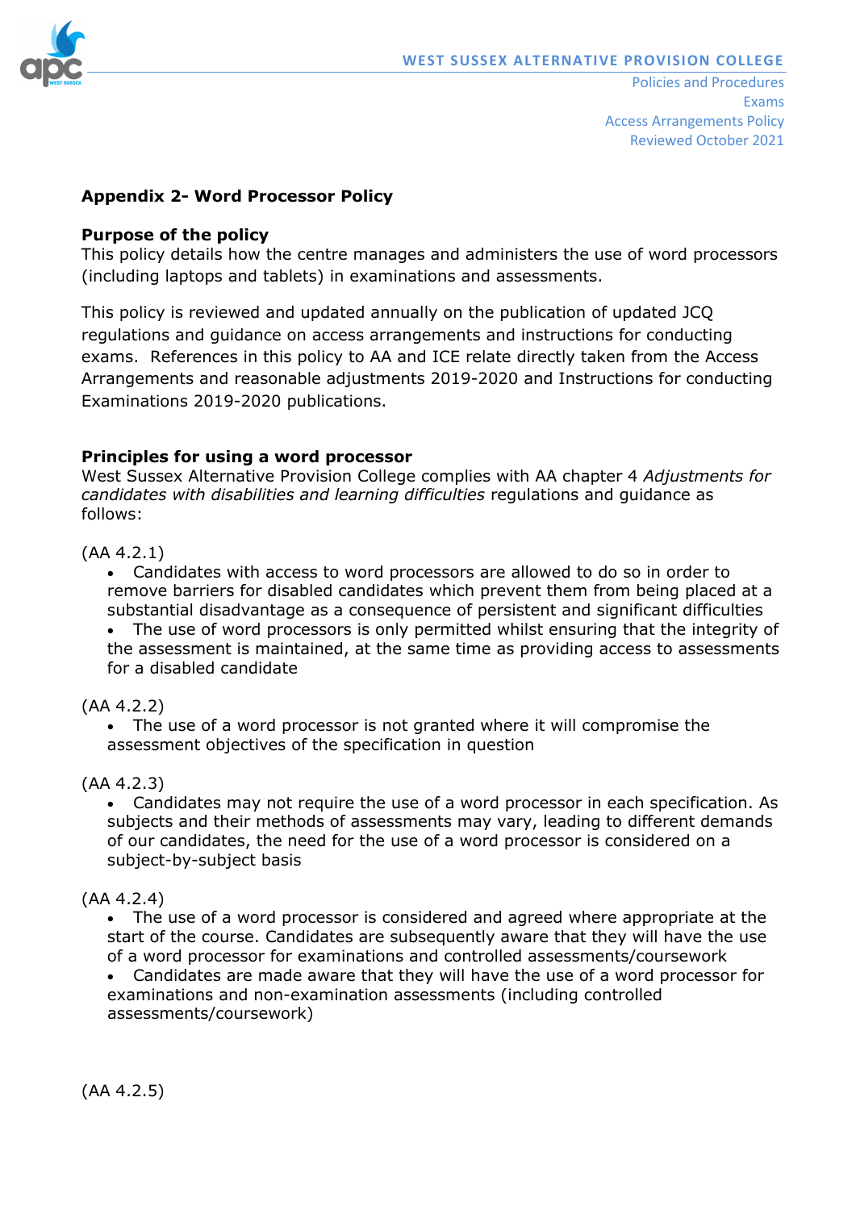## Appendix 2- Word Processor Policy

**Purpose of the policy**

This policy details how the centre manages and administers the use of word processors (including laptops and tablets) in examinations and assessments.

This policy is reviewed and updated annually on the publication of updated JCQ regulations and guidance on access arrangements and instructions for conducting exams. References in this policy to AA and ICE relate directly taken from the Access Arrangements and reasonable adjustments 2019-2020 and Instructions for conducting Examinations 2019-2020 publications.

**Principles for using a word processor**

West Sussex Alternative Provision College complies with AA chapter 4 *Adjustments for candidates with disabilities and learning difficulties* regulations and guidance as follows:

(AA 4.2.1)

- Candidates with access to word processors are allowed to do so in order to remove barriers for disabled candidates which prevent them from being placed at a substantial disadvantage as a consequence of persistent and significant difficulties
- The use of word processors is only permitted whilst ensuring that the integrity of the assessment is maintained, at the same time as providing access to assessments for a disabled candidate

(AA 4.2.2)

- The use of a word processor is not granted where it will compromise the assessment objectives of the specification in question

(AA 4.2.3)

- Candidates may not require the use of a word processor in each specification. As subjects and their methods of assessments may vary, leading to different demands of our candidates, the need for the use of a word processor is considered on a subject-by-subject basis

(AA 4.2.4)

- The use of a word processor is considered and agreed where appropriate at the start of the course. Candidates are subsequently aware that they will have the use of a word processor for examinations and controlled assessments/coursework
- Candidates are made aware that they will have the use of a word processor for examinations and non-examination assessments (including controlled assessments/coursework)

(AA 4.2.5)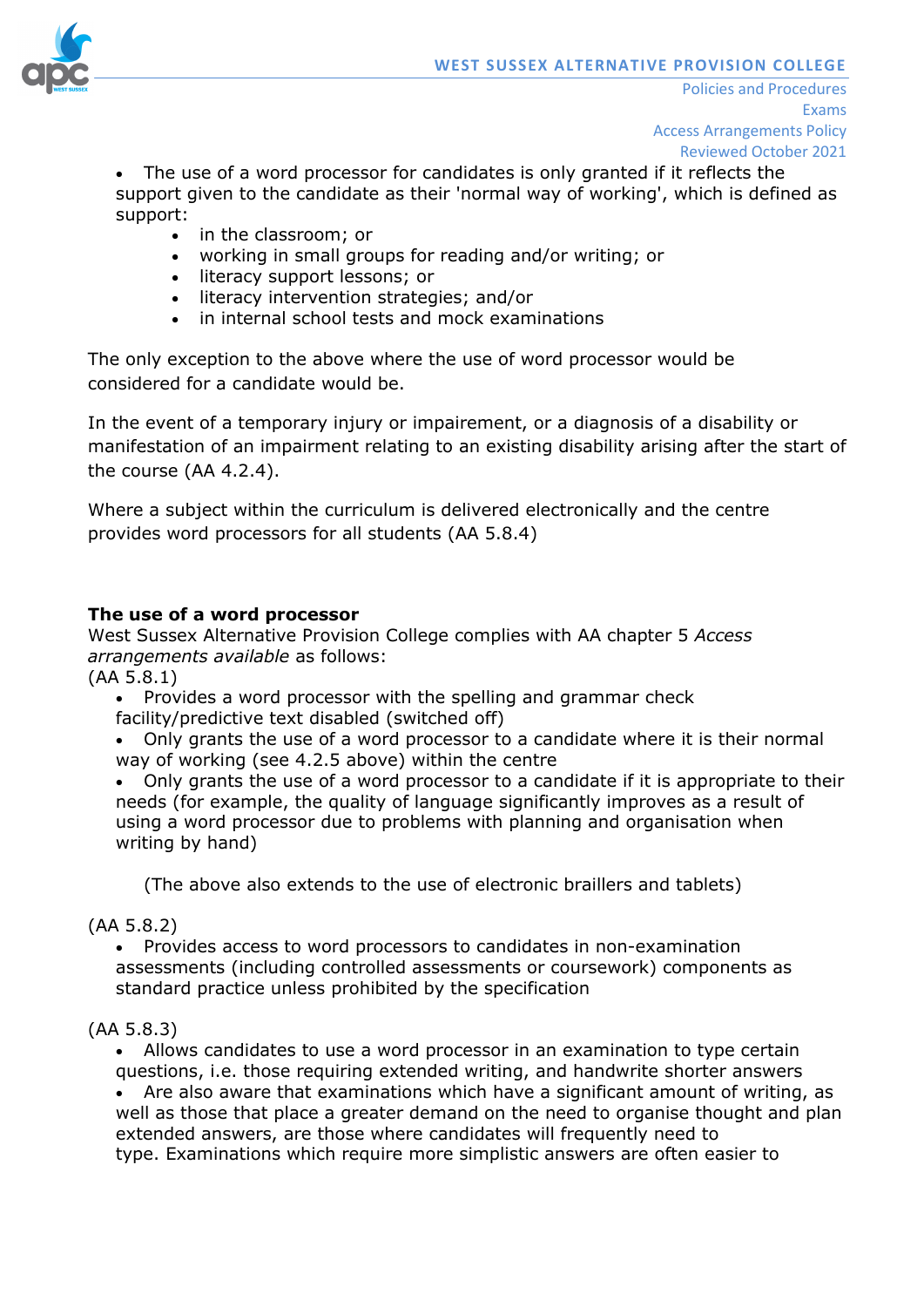- The use of a word processor for candidates is only granted if it reflects the support given to the candidate as their 'normal way of working', which is defined as support:
    - in the classroom; or
    - working in small groups for reading and/or writing; or
    - literacy support lessons; or
    - literacy intervention strategies; and/or
    - in internal school tests and mock examinations

The only exception to the above where the use of word processor would be considered for a candidate would be.

In the event of a temporary injury or impairement, or a diagnosis of a disability or manifestation of an impairment relating to an existing disability arising after the start of the course (AA 4.2.4).

Where a subject within the curriculum is delivered electronically and the centre provides word processors for all students (AA 5.8.4)

**The use of a word processor**
West Sussex Alternative Provision College complies with AA chapter 5 *Access arrangements available* as follows:
(AA 5.8.1)

- Provides a word processor with the spelling and grammar check facility/predictive text disabled (switched off)
- Only grants the use of a word processor to a candidate where it is their normal way of working (see 4.2.5 above) within the centre
- Only grants the use of a word processor to a candidate if it is appropriate to their needs (for example, the quality of language significantly improves as a result of using a word processor due to problems with planning and organisation when writing by hand)

(The above also extends to the use of electronic braillers and tablets)

(AA 5.8.2)

- Provides access to word processors to candidates in non-examination assessments (including controlled assessments or coursework) components as standard practice unless prohibited by the specification

(AA 5.8.3)

- Allows candidates to use a word processor in an examination to type certain questions, i.e. those requiring extended writing, and handwrite shorter answers
- Are also aware that examinations which have a significant amount of writing, as well as those that place a greater demand on the need to organise thought and plan extended answers, are those where candidates will frequently need to type. Examinations which require more simplistic answers are often easier to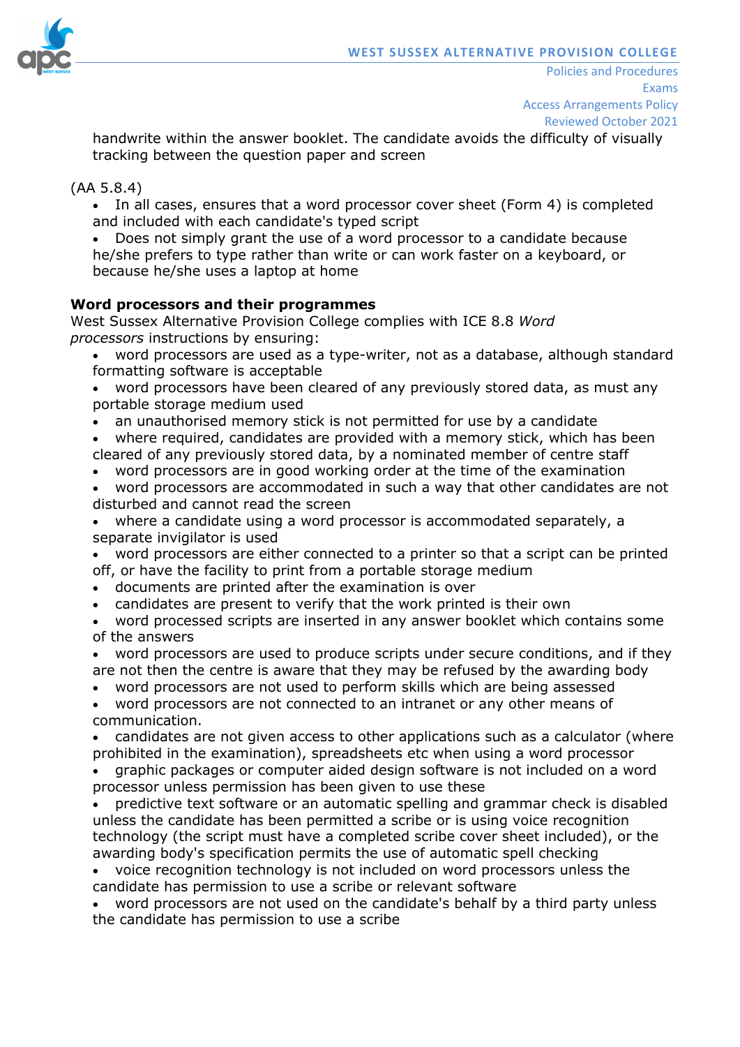handwrite within the answer booklet. The candidate avoids the difficulty of visually tracking between the question paper and screen

(AA 5.8.4)

- In all cases, ensures that a word processor cover sheet (Form 4) is completed and included with each candidate's typed script
- Does not simply grant the use of a word processor to a candidate because he/she prefers to type rather than write or can work faster on a keyboard, or because he/she uses a laptop at home

**Word processors and their programmes**

West Sussex Alternative Provision College complies with ICE 8.8 *Word processors* instructions by ensuring:

- word processors are used as a type-writer, not as a database, although standard formatting software is acceptable
- word processors have been cleared of any previously stored data, as must any portable storage medium used
- an unauthorised memory stick is not permitted for use by a candidate
- where required, candidates are provided with a memory stick, which has been cleared of any previously stored data, by a nominated member of centre staff
- word processors are in good working order at the time of the examination
- word processors are accommodated in such a way that other candidates are not disturbed and cannot read the screen
- where a candidate using a word processor is accommodated separately, a separate invigilator is used
- word processors are either connected to a printer so that a script can be printed off, or have the facility to print from a portable storage medium
- documents are printed after the examination is over
- candidates are present to verify that the work printed is their own
- word processed scripts are inserted in any answer booklet which contains some of the answers
- word processors are used to produce scripts under secure conditions, and if they are not then the centre is aware that they may be refused by the awarding body
- word processors are not used to perform skills which are being assessed
- word processors are not connected to an intranet or any other means of communication.
- candidates are not given access to other applications such as a calculator (where prohibited in the examination), spreadsheets etc when using a word processor
- graphic packages or computer aided design software is not included on a word processor unless permission has been given to use these
- predictive text software or an automatic spelling and grammar check is disabled unless the candidate has been permitted a scribe or is using voice recognition technology (the script must have a completed scribe cover sheet included), or the awarding body's specification permits the use of automatic spell checking
- voice recognition technology is not included on word processors unless the candidate has permission to use a scribe or relevant software
- word processors are not used on the candidate's behalf by a third party unless the candidate has permission to use a scribe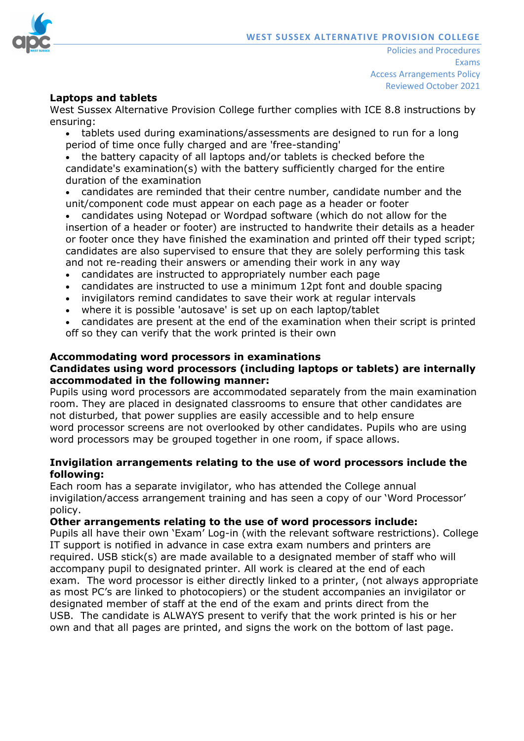**Laptops and tablets**

West Sussex Alternative Provision College further complies with ICE 8.8 instructions by ensuring:

- tablets used during examinations/assessments are designed to run for a long period of time once fully charged and are 'free-standing'
- the battery capacity of all laptops and/or tablets is checked before the candidate's examination(s) with the battery sufficiently charged for the entire duration of the examination
- candidates are reminded that their centre number, candidate number and the unit/component code must appear on each page as a header or footer
- candidates using Notepad or Wordpad software (which do not allow for the insertion of a header or footer) are instructed to handwrite their details as a header or footer once they have finished the examination and printed off their typed script; candidates are also supervised to ensure that they are solely performing this task and not re-reading their answers or amending their work in any way
- candidates are instructed to appropriately number each page
- candidates are instructed to use a minimum 12pt font and double spacing
- invigilators remind candidates to save their work at regular intervals
- where it is possible 'autosave' is set up on each laptop/tablet
- candidates are present at the end of the examination when their script is printed off so they can verify that the work printed is their own

**Accommodating word processors in examinations**

**Candidates using word processors (including laptops or tablets) are internally accommodated in the following manner:**

Pupils using word processors are accommodated separately from the main examination room. They are placed in designated classrooms to ensure that other candidates are not disturbed, that power supplies are easily accessible and to help ensure word processor screens are not overlooked by other candidates. Pupils who are using word processors may be grouped together in one room, if space allows.

**Invigilation arrangements relating to the use of word processors include the following:**

Each room has a separate invigilator, who has attended the College annual invigilation/access arrangement training and has seen a copy of our 'Word Processor' policy.

**Other arrangements relating to the use of word processors include:**

Pupils all have their own 'Exam' Log-in (with the relevant software restrictions). College IT support is notified in advance in case extra exam numbers and printers are required. USB stick(s) are made available to a designated member of staff who will accompany pupil to designated printer. All work is cleared at the end of each exam. The word processor is either directly linked to a printer, (not always appropriate as most PC's are linked to photocopiers) or the student accompanies an invigilator or designated member of staff at the end of the exam and prints direct from the USB. The candidate is ALWAYS present to verify that the work printed is his or her own and that all pages are printed, and signs the work on the bottom of last page.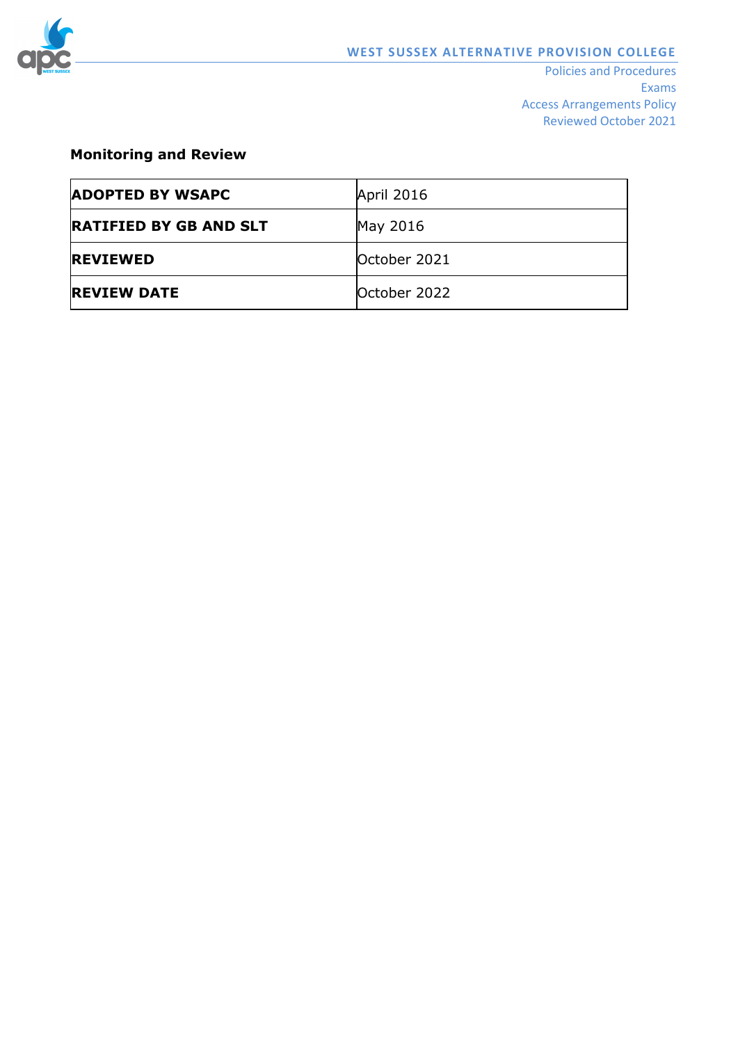**Monitoring and Review**

| | |
|---|---|
| **ADOPTED BY WSAPC** | April 2016 |
| **RATIFIED BY GB AND SLT** | May 2016 |
| **REVIEWED** | October 2021 |
| **REVIEW DATE** | October 2022 |